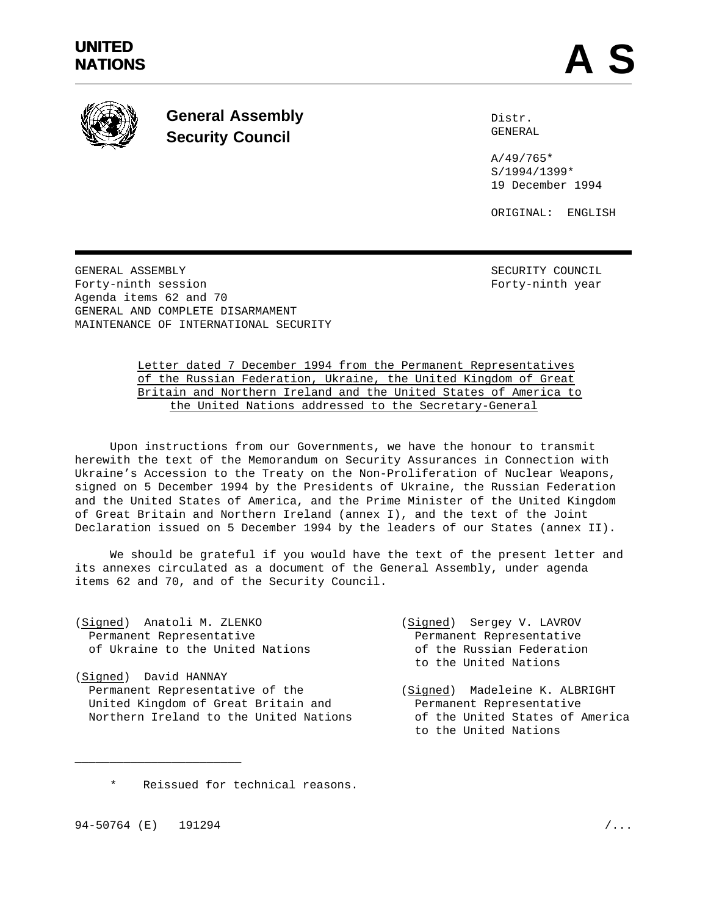UNITED NATIONS

**A S**

## General Assembly
## Security Council

Distr.
GENERAL

A/49/765*
S/1994/1399*
19 December 1994

ORIGINAL: ENGLISH

GENERAL ASSEMBLY
Forty-ninth session
Agenda items 62 and 70
GENERAL AND COMPLETE DISARMAMENT
MAINTENANCE OF INTERNATIONAL SECURITY

SECURITY COUNCIL
Forty-ninth year

### Letter dated 7 December 1994 from the Permanent Representatives of the Russian Federation, Ukraine, the United Kingdom of Great Britain and Northern Ireland and the United States of America to the United Nations addressed to the Secretary-General

Upon instructions from our Governments, we have the honour to transmit herewith the text of the Memorandum on Security Assurances in Connection with Ukraine's Accession to the Treaty on the Non-Proliferation of Nuclear Weapons, signed on 5 December 1994 by the Presidents of Ukraine, the Russian Federation and the United States of America, and the Prime Minister of the United Kingdom of Great Britain and Northern Ireland (annex I), and the text of the Joint Declaration issued on 5 December 1994 by the leaders of our States (annex II).

We should be grateful if you would have the text of the present letter and its annexes circulated as a document of the General Assembly, under agenda items 62 and 70, and of the Security Council.

(Signed) Anatoli M. ZLENKO
Permanent Representative
of Ukraine to the United Nations

(Signed) Sergey V. LAVROV
Permanent Representative
of the Russian Federation
to the United Nations

(Signed) David HANNAY
Permanent Representative of the
United Kingdom of Great Britain and
Northern Ireland to the United Nations

(Signed) Madeleine K. ALBRIGHT
Permanent Representative
of the United States of America
to the United Nations

---

\* Reissued for technical reasons.

94-50764 (E) 191294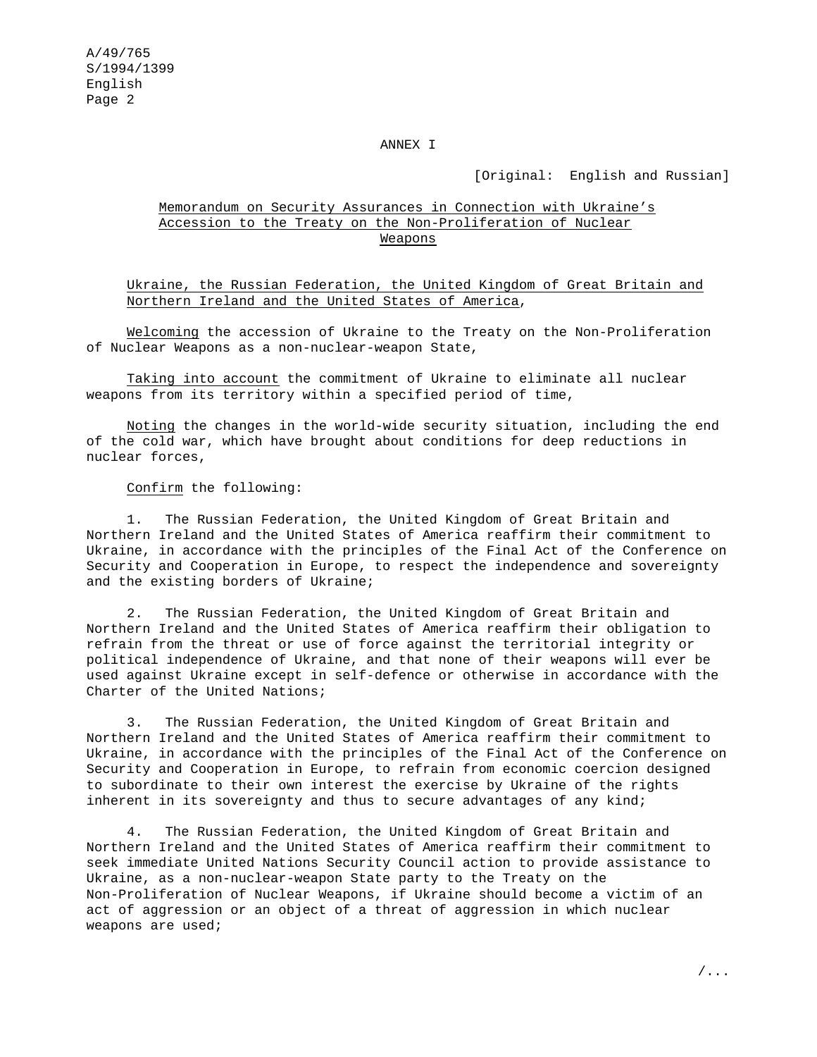ANNEX I

[Original: English and Russian]

## Memorandum on Security Assurances in Connection with Ukraine's Accession to the Treaty on the Non-Proliferation of Nuclear Weapons

Ukraine, the Russian Federation, the United Kingdom of Great Britain and Northern Ireland and the United States of America,

*Welcoming* the accession of Ukraine to the Treaty on the Non-Proliferation of Nuclear Weapons as a non-nuclear-weapon State,

*Taking into account* the commitment of Ukraine to eliminate all nuclear weapons from its territory within a specified period of time,

*Noting* the changes in the world-wide security situation, including the end of the cold war, which have brought about conditions for deep reductions in nuclear forces,

*Confirm* the following:

1. The Russian Federation, the United Kingdom of Great Britain and Northern Ireland and the United States of America reaffirm their commitment to Ukraine, in accordance with the principles of the Final Act of the Conference on Security and Cooperation in Europe, to respect the independence and sovereignty and the existing borders of Ukraine;

2. The Russian Federation, the United Kingdom of Great Britain and Northern Ireland and the United States of America reaffirm their obligation to refrain from the threat or use of force against the territorial integrity or political independence of Ukraine, and that none of their weapons will ever be used against Ukraine except in self-defence or otherwise in accordance with the Charter of the United Nations;

3. The Russian Federation, the United Kingdom of Great Britain and Northern Ireland and the United States of America reaffirm their commitment to Ukraine, in accordance with the principles of the Final Act of the Conference on Security and Cooperation in Europe, to refrain from economic coercion designed to subordinate to their own interest the exercise by Ukraine of the rights inherent in its sovereignty and thus to secure advantages of any kind;

4. The Russian Federation, the United Kingdom of Great Britain and Northern Ireland and the United States of America reaffirm their commitment to seek immediate United Nations Security Council action to provide assistance to Ukraine, as a non-nuclear-weapon State party to the Treaty on the Non-Proliferation of Nuclear Weapons, if Ukraine should become a victim of an act of aggression or an object of a threat of aggression in which nuclear weapons are used;

/...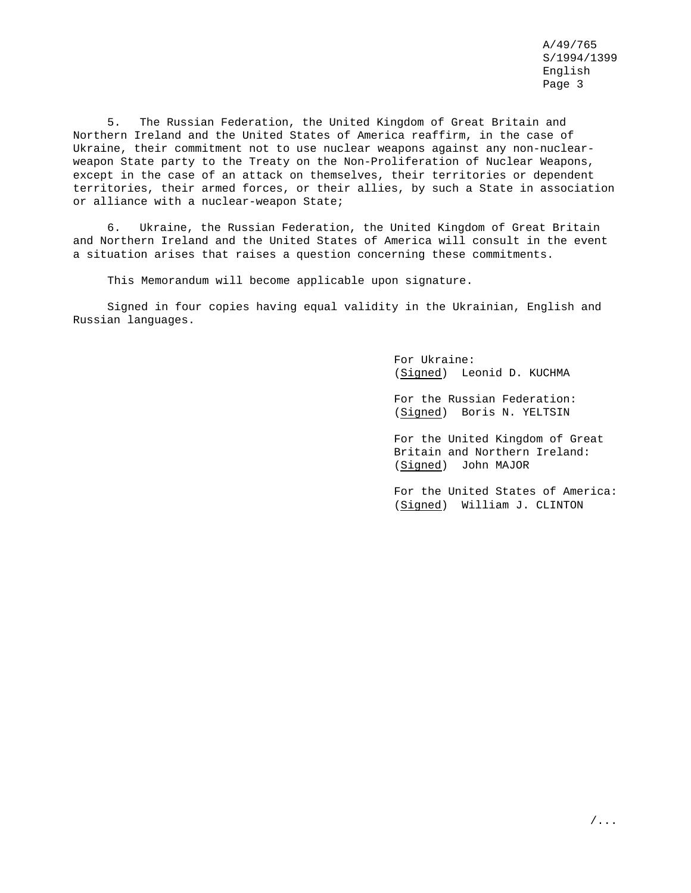5. The Russian Federation, the United Kingdom of Great Britain and Northern Ireland and the United States of America reaffirm, in the case of Ukraine, their commitment not to use nuclear weapons against any non-nuclear-weapon State party to the Treaty on the Non-Proliferation of Nuclear Weapons, except in the case of an attack on themselves, their territories or dependent territories, their armed forces, or their allies, by such a State in association or alliance with a nuclear-weapon State;

6. Ukraine, the Russian Federation, the United Kingdom of Great Britain and Northern Ireland and the United States of America will consult in the event a situation arises that raises a question concerning these commitments.

This Memorandum will become applicable upon signature.

Signed in four copies having equal validity in the Ukrainian, English and Russian languages.

For Ukraine:
(_Signed_) Leonid D. KUCHMA

For the Russian Federation:
(_Signed_) Boris N. YELTSIN

For the United Kingdom of Great Britain and Northern Ireland:
(_Signed_) John MAJOR

For the United States of America:
(_Signed_) William J. CLINTON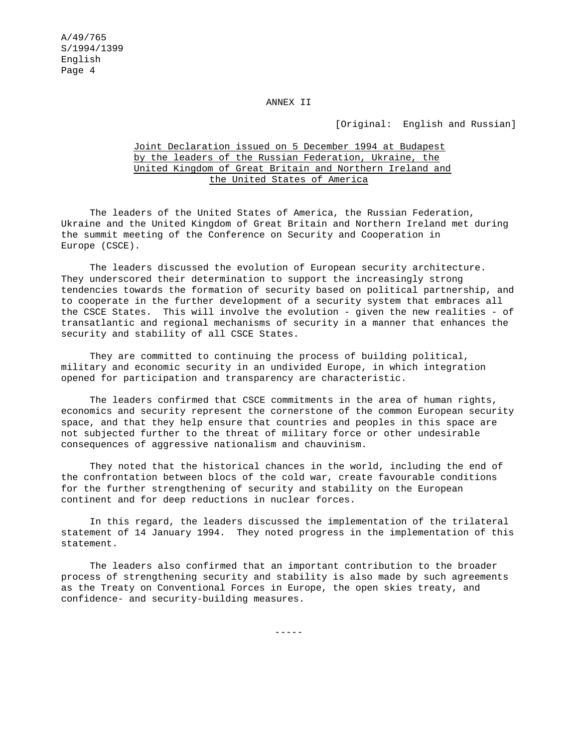ANNEX II

[Original: English and Russian]

Joint Declaration issued on 5 December 1994 at Budapest by the leaders of the Russian Federation, Ukraine, the United Kingdom of Great Britain and Northern Ireland and the United States of America

The leaders of the United States of America, the Russian Federation, Ukraine and the United Kingdom of Great Britain and Northern Ireland met during the summit meeting of the Conference on Security and Cooperation in Europe (CSCE).

The leaders discussed the evolution of European security architecture. They underscored their determination to support the increasingly strong tendencies towards the formation of security based on political partnership, and to cooperate in the further development of a security system that embraces all the CSCE States. This will involve the evolution - given the new realities - of transatlantic and regional mechanisms of security in a manner that enhances the security and stability of all CSCE States.

They are committed to continuing the process of building political, military and economic security in an undivided Europe, in which integration opened for participation and transparency are characteristic.

The leaders confirmed that CSCE commitments in the area of human rights, economics and security represent the cornerstone of the common European security space, and that they help ensure that countries and peoples in this space are not subjected further to the threat of military force or other undesirable consequences of aggressive nationalism and chauvinism.

They noted that the historical chances in the world, including the end of the confrontation between blocs of the cold war, create favourable conditions for the further strengthening of security and stability on the European continent and for deep reductions in nuclear forces.

In this regard, the leaders discussed the implementation of the trilateral statement of 14 January 1994. They noted progress in the implementation of this statement.

The leaders also confirmed that an important contribution to the broader process of strengthening security and stability is also made by such agreements as the Treaty on Conventional Forces in Europe, the open skies treaty, and confidence- and security-building measures.

-----